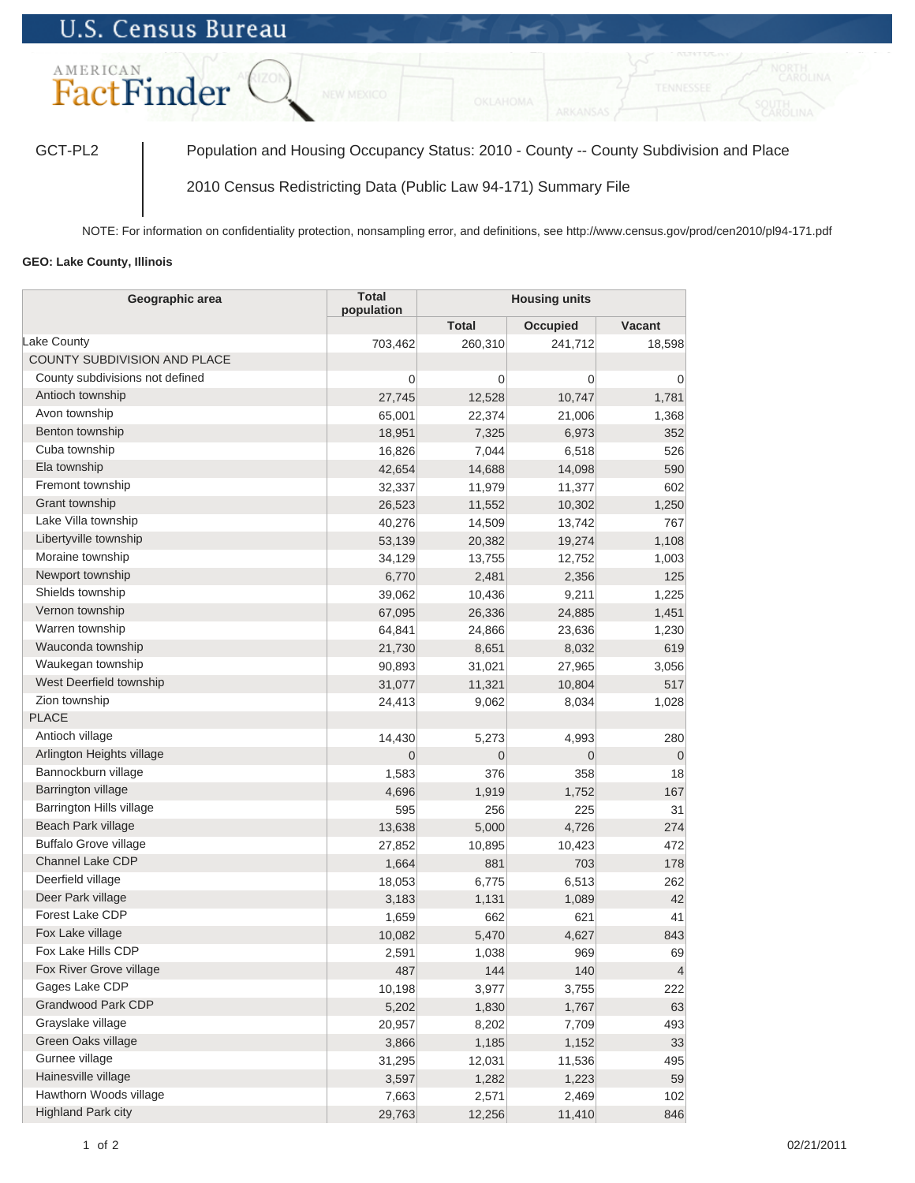U.S. Census Bureau

AMERICAN FactFinder

GCT-PL2 | Population and Housing Occupancy Status: 2010 - County -- County Subdivision and Place

2010 Census Redistricting Data (Public Law 94-171) Summary File

NOTE: For information on confidentiality protection, nonsampling error, and definitions, see http://www.census.gov/prod/cen2010/pl94-171.pdf

**GEO: Lake County, Illinois**

| Geographic area | Total population | Housing units | | |
|---|---|---|---|---|
| | | Total | Occupied | Vacant |
| Lake County | 703,462 | 260,310 | 241,712 | 18,598 |
| COUNTY SUBDIVISION AND PLACE | | | | |
| County subdivisions not defined | 0 | 0 | 0 | 0 |
| Antioch township | 27,745 | 12,528 | 10,747 | 1,781 |
| Avon township | 65,001 | 22,374 | 21,006 | 1,368 |
| Benton township | 18,951 | 7,325 | 6,973 | 352 |
| Cuba township | 16,826 | 7,044 | 6,518 | 526 |
| Ela township | 42,654 | 14,688 | 14,098 | 590 |
| Fremont township | 32,337 | 11,979 | 11,377 | 602 |
| Grant township | 26,523 | 11,552 | 10,302 | 1,250 |
| Lake Villa township | 40,276 | 14,509 | 13,742 | 767 |
| Libertyville township | 53,139 | 20,382 | 19,274 | 1,108 |
| Moraine township | 34,129 | 13,755 | 12,752 | 1,003 |
| Newport township | 6,770 | 2,481 | 2,356 | 125 |
| Shields township | 39,062 | 10,436 | 9,211 | 1,225 |
| Vernon township | 67,095 | 26,336 | 24,885 | 1,451 |
| Warren township | 64,841 | 24,866 | 23,636 | 1,230 |
| Wauconda township | 21,730 | 8,651 | 8,032 | 619 |
| Waukegan township | 90,893 | 31,021 | 27,965 | 3,056 |
| West Deerfield township | 31,077 | 11,321 | 10,804 | 517 |
| Zion township | 24,413 | 9,062 | 8,034 | 1,028 |
| PLACE | | | | |
| Antioch village | 14,430 | 5,273 | 4,993 | 280 |
| Arlington Heights village | 0 | 0 | 0 | 0 |
| Bannockburn village | 1,583 | 376 | 358 | 18 |
| Barrington village | 4,696 | 1,919 | 1,752 | 167 |
| Barrington Hills village | 595 | 256 | 225 | 31 |
| Beach Park village | 13,638 | 5,000 | 4,726 | 274 |
| Buffalo Grove village | 27,852 | 10,895 | 10,423 | 472 |
| Channel Lake CDP | 1,664 | 881 | 703 | 178 |
| Deerfield village | 18,053 | 6,775 | 6,513 | 262 |
| Deer Park village | 3,183 | 1,131 | 1,089 | 42 |
| Forest Lake CDP | 1,659 | 662 | 621 | 41 |
| Fox Lake village | 10,082 | 5,470 | 4,627 | 843 |
| Fox Lake Hills CDP | 2,591 | 1,038 | 969 | 69 |
| Fox River Grove village | 487 | 144 | 140 | 4 |
| Gages Lake CDP | 10,198 | 3,977 | 3,755 | 222 |
| Grandwood Park CDP | 5,202 | 1,830 | 1,767 | 63 |
| Grayslake village | 20,957 | 8,202 | 7,709 | 493 |
| Green Oaks village | 3,866 | 1,185 | 1,152 | 33 |
| Gurnee village | 31,295 | 12,031 | 11,536 | 495 |
| Hainesville village | 3,597 | 1,282 | 1,223 | 59 |
| Hawthorn Woods village | 7,663 | 2,571 | 2,469 | 102 |
| Highland Park city | 29,763 | 12,256 | 11,410 | 846 |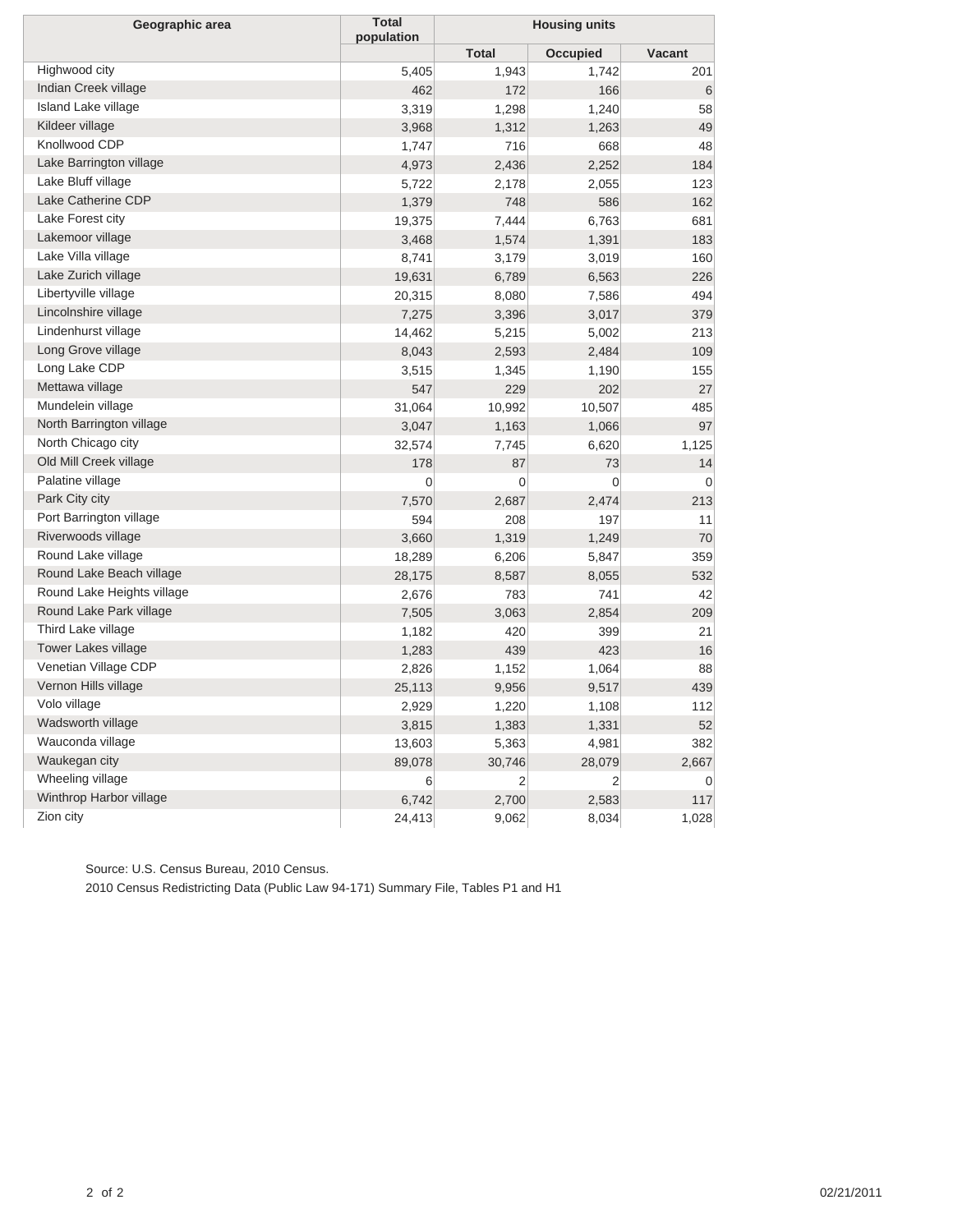| Geographic area | Total population | Housing units | | |
|---|---|---|---|---|
| | | Total | Occupied | Vacant |
| Highwood city | 5,405 | 1,943 | 1,742 | 201 |
| Indian Creek village | 462 | 172 | 166 | 6 |
| Island Lake village | 3,319 | 1,298 | 1,240 | 58 |
| Kildeer village | 3,968 | 1,312 | 1,263 | 49 |
| Knollwood CDP | 1,747 | 716 | 668 | 48 |
| Lake Barrington village | 4,973 | 2,436 | 2,252 | 184 |
| Lake Bluff village | 5,722 | 2,178 | 2,055 | 123 |
| Lake Catherine CDP | 1,379 | 748 | 586 | 162 |
| Lake Forest city | 19,375 | 7,444 | 6,763 | 681 |
| Lakemoor village | 3,468 | 1,574 | 1,391 | 183 |
| Lake Villa village | 8,741 | 3,179 | 3,019 | 160 |
| Lake Zurich village | 19,631 | 6,789 | 6,563 | 226 |
| Libertyville village | 20,315 | 8,080 | 7,586 | 494 |
| Lincolnshire village | 7,275 | 3,396 | 3,017 | 379 |
| Lindenhurst village | 14,462 | 5,215 | 5,002 | 213 |
| Long Grove village | 8,043 | 2,593 | 2,484 | 109 |
| Long Lake CDP | 3,515 | 1,345 | 1,190 | 155 |
| Mettawa village | 547 | 229 | 202 | 27 |
| Mundelein village | 31,064 | 10,992 | 10,507 | 485 |
| North Barrington village | 3,047 | 1,163 | 1,066 | 97 |
| North Chicago city | 32,574 | 7,745 | 6,620 | 1,125 |
| Old Mill Creek village | 178 | 87 | 73 | 14 |
| Palatine village | 0 | 0 | 0 | 0 |
| Park City city | 7,570 | 2,687 | 2,474 | 213 |
| Port Barrington village | 594 | 208 | 197 | 11 |
| Riverwoods village | 3,660 | 1,319 | 1,249 | 70 |
| Round Lake village | 18,289 | 6,206 | 5,847 | 359 |
| Round Lake Beach village | 28,175 | 8,587 | 8,055 | 532 |
| Round Lake Heights village | 2,676 | 783 | 741 | 42 |
| Round Lake Park village | 7,505 | 3,063 | 2,854 | 209 |
| Third Lake village | 1,182 | 420 | 399 | 21 |
| Tower Lakes village | 1,283 | 439 | 423 | 16 |
| Venetian Village CDP | 2,826 | 1,152 | 1,064 | 88 |
| Vernon Hills village | 25,113 | 9,956 | 9,517 | 439 |
| Volo village | 2,929 | 1,220 | 1,108 | 112 |
| Wadsworth village | 3,815 | 1,383 | 1,331 | 52 |
| Wauconda village | 13,603 | 5,363 | 4,981 | 382 |
| Waukegan city | 89,078 | 30,746 | 28,079 | 2,667 |
| Wheeling village | 6 | 2 | 2 | 0 |
| Winthrop Harbor village | 6,742 | 2,700 | 2,583 | 117 |
| Zion city | 24,413 | 9,062 | 8,034 | 1,028 |

Source: U.S. Census Bureau, 2010 Census.

2010 Census Redistricting Data (Public Law 94-171) Summary File, Tables P1 and H1

02/21/2011